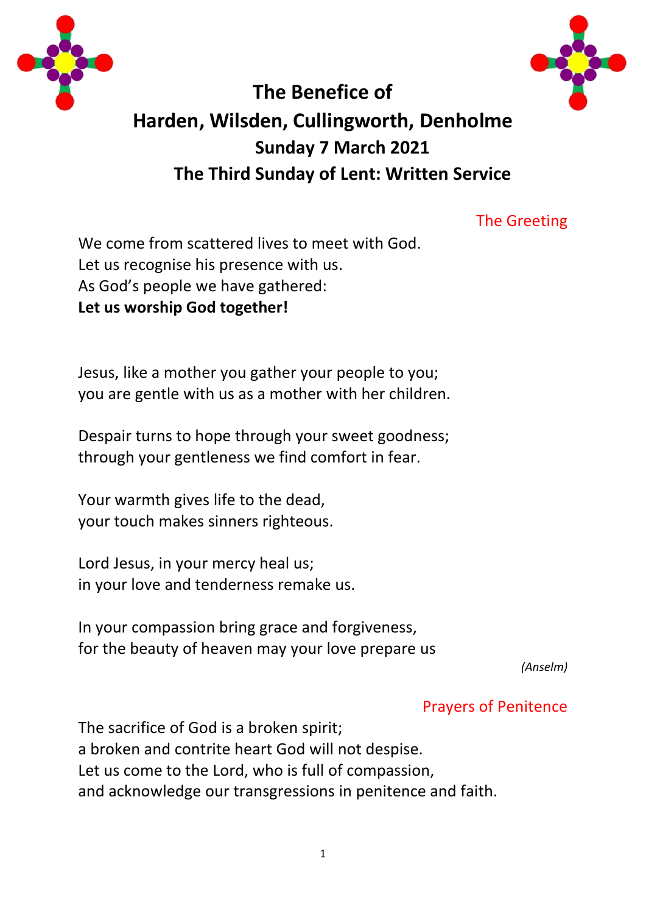# The Benefice of
# Harden, Wilsden, Cullingworth, Denholme
## Sunday 7 March 2021
## The Third Sunday of Lent: Written Service

### The Greeting

We come from scattered lives to meet with God.
Let us recognise his presence with us.
As God's people we have gathered:
**Let us worship God together!**

Jesus, like a mother you gather your people to you;
you are gentle with us as a mother with her children.

Despair turns to hope through your sweet goodness;
through your gentleness we find comfort in fear.

Your warmth gives life to the dead,
your touch makes sinners righteous.

Lord Jesus, in your mercy heal us;
in your love and tenderness remake us.

In your compassion bring grace and forgiveness,
for the beauty of heaven may your love prepare us

*(Anselm)*

### Prayers of Penitence

The sacrifice of God is a broken spirit;
a broken and contrite heart God will not despise.
Let us come to the Lord, who is full of compassion,
and acknowledge our transgressions in penitence and faith.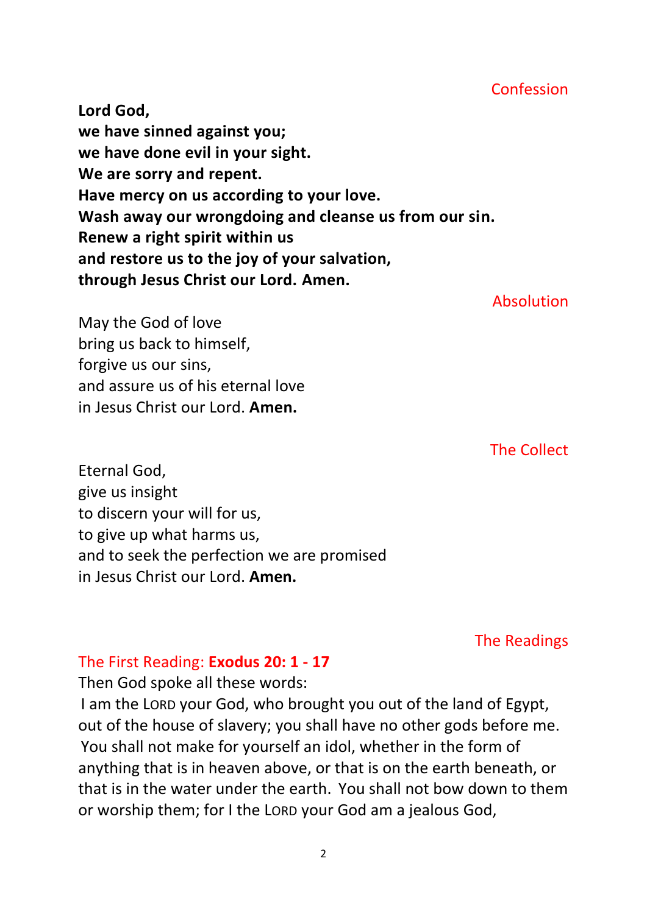## Confession

**Lord God,**
**we have sinned against you;**
**we have done evil in your sight.**
**We are sorry and repent.**
**Have mercy on us according to your love.**
**Wash away our wrongdoing and cleanse us from our sin.**
**Renew a right spirit within us**
**and restore us to the joy of your salvation,**
**through Jesus Christ our Lord. Amen.**

## Absolution

May the God of love
bring us back to himself,
forgive us our sins,
and assure us of his eternal love
in Jesus Christ our Lord. **Amen.**

## The Collect

Eternal God,
give us insight
to discern your will for us,
to give up what harms us,
and to seek the perfection we are promised
in Jesus Christ our Lord. **Amen.**

## The Readings

### The First Reading: **Exodus 20: 1 - 17**

Then God spoke all these words:
I am the LORD your God, who brought you out of the land of Egypt, out of the house of slavery; you shall have no other gods before me. You shall not make for yourself an idol, whether in the form of anything that is in heaven above, or that is on the earth beneath, or that is in the water under the earth. You shall not bow down to them or worship them; for I the LORD your God am a jealous God,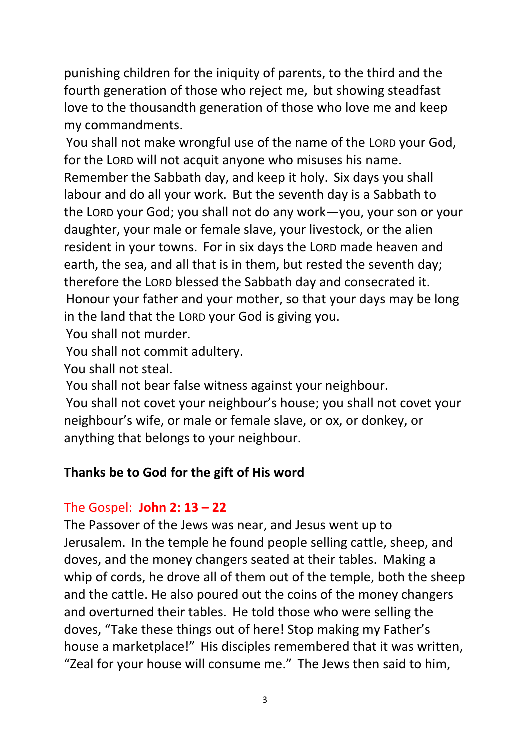punishing children for the iniquity of parents, to the third and the fourth generation of those who reject me, but showing steadfast love to the thousandth generation of those who love me and keep my commandments.

You shall not make wrongful use of the name of the LORD your God, for the LORD will not acquit anyone who misuses his name.

Remember the Sabbath day, and keep it holy. Six days you shall labour and do all your work. But the seventh day is a Sabbath to the LORD your God; you shall not do any work—you, your son or your daughter, your male or female slave, your livestock, or the alien resident in your towns. For in six days the LORD made heaven and earth, the sea, and all that is in them, but rested the seventh day; therefore the LORD blessed the Sabbath day and consecrated it.

Honour your father and your mother, so that your days may be long in the land that the LORD your God is giving you.

You shall not murder.

You shall not commit adultery.

You shall not steal.

You shall not bear false witness against your neighbour.

You shall not covet your neighbour's house; you shall not covet your neighbour's wife, or male or female slave, or ox, or donkey, or anything that belongs to your neighbour.

**Thanks be to God for the gift of His word**

The Gospel: **John 2: 13 – 22**

The Passover of the Jews was near, and Jesus went up to Jerusalem. In the temple he found people selling cattle, sheep, and doves, and the money changers seated at their tables. Making a whip of cords, he drove all of them out of the temple, both the sheep and the cattle. He also poured out the coins of the money changers and overturned their tables. He told those who were selling the doves, "Take these things out of here! Stop making my Father's house a marketplace!" His disciples remembered that it was written, "Zeal for your house will consume me." The Jews then said to him,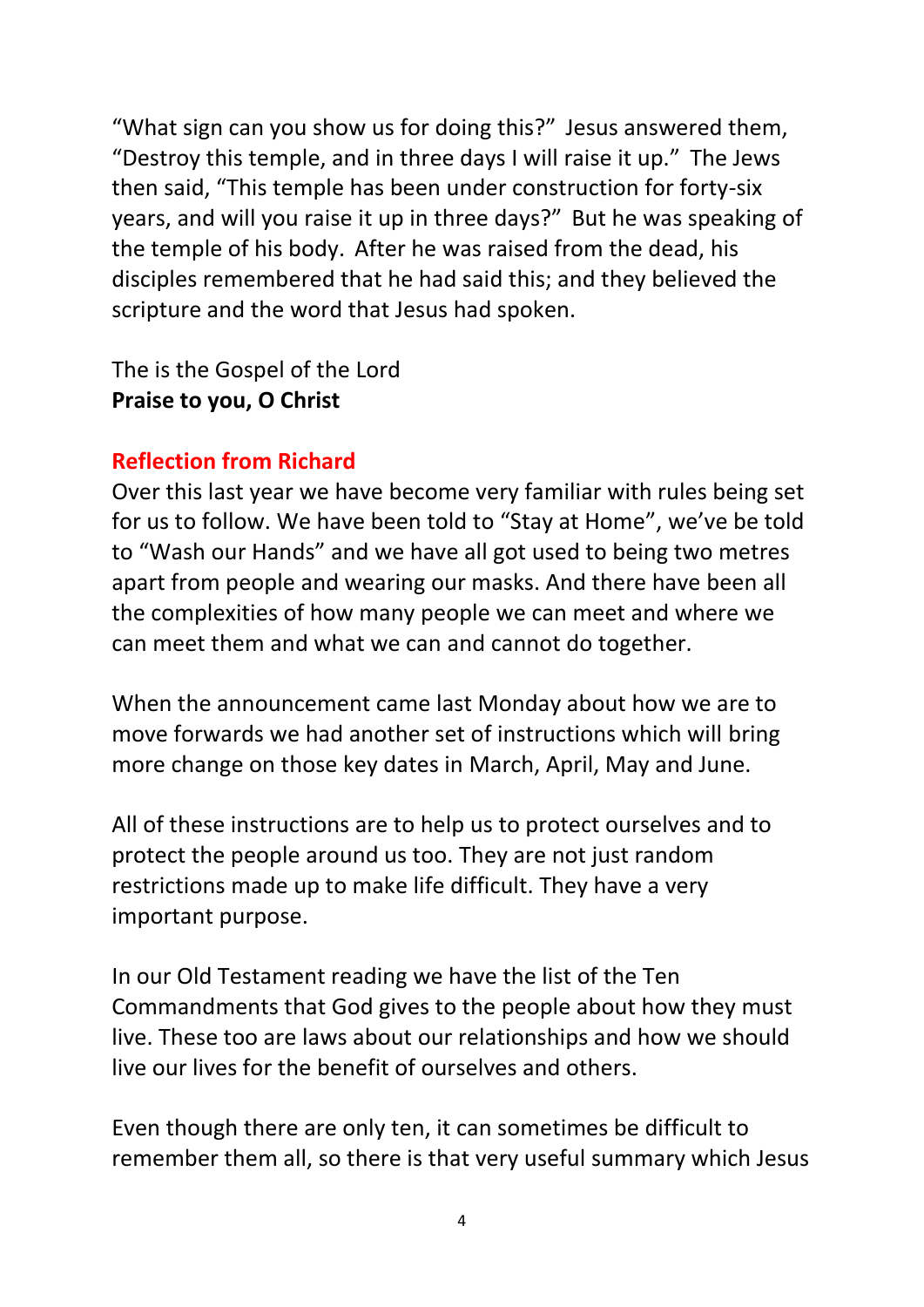"What sign can you show us for doing this?" Jesus answered them, "Destroy this temple, and in three days I will raise it up." The Jews then said, "This temple has been under construction for forty-six years, and will you raise it up in three days?" But he was speaking of the temple of his body. After he was raised from the dead, his disciples remembered that he had said this; and they believed the scripture and the word that Jesus had spoken.

The is the Gospel of the Lord
**Praise to you, O Christ**

## Reflection from Richard

Over this last year we have become very familiar with rules being set for us to follow. We have been told to "Stay at Home", we've be told to "Wash our Hands" and we have all got used to being two metres apart from people and wearing our masks. And there have been all the complexities of how many people we can meet and where we can meet them and what we can and cannot do together.

When the announcement came last Monday about how we are to move forwards we had another set of instructions which will bring more change on those key dates in March, April, May and June.

All of these instructions are to help us to protect ourselves and to protect the people around us too. They are not just random restrictions made up to make life difficult. They have a very important purpose.

In our Old Testament reading we have the list of the Ten Commandments that God gives to the people about how they must live. These too are laws about our relationships and how we should live our lives for the benefit of ourselves and others.

Even though there are only ten, it can sometimes be difficult to remember them all, so there is that very useful summary which Jesus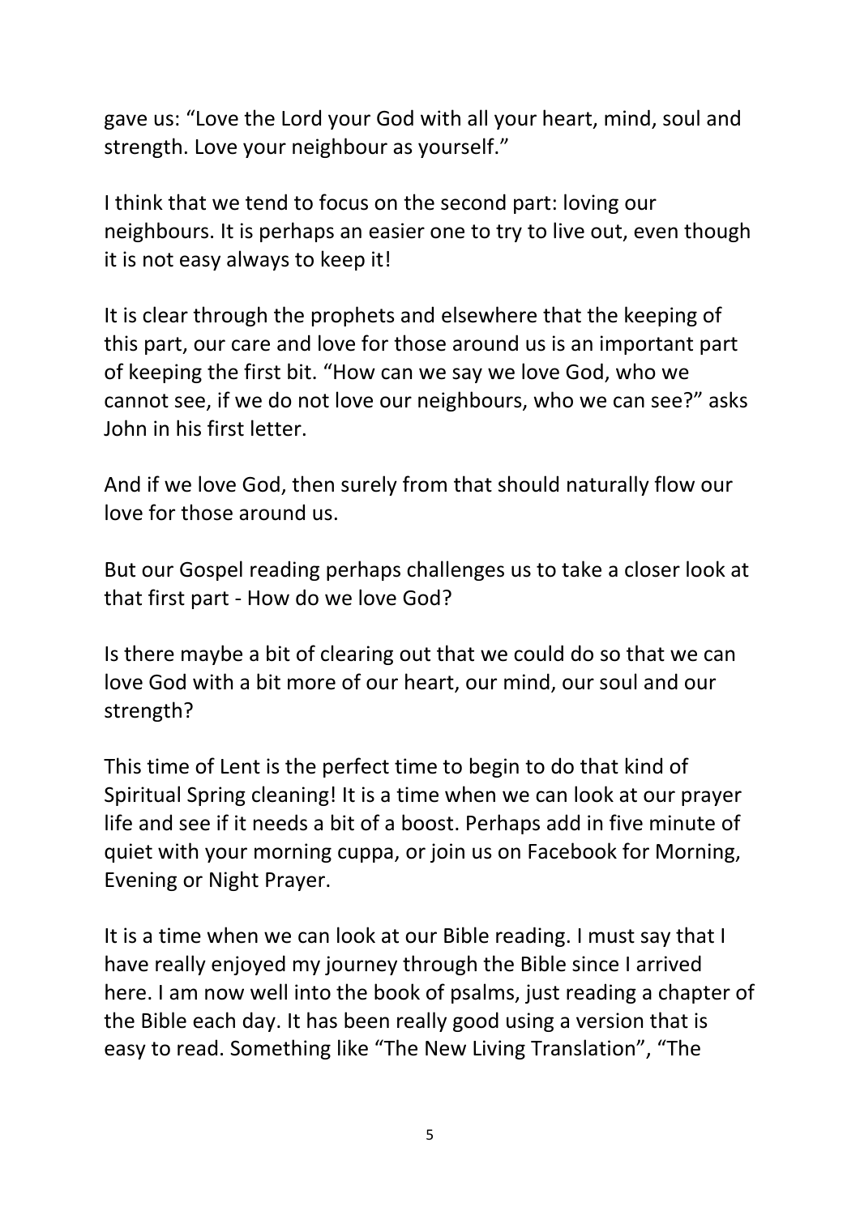gave us: "Love the Lord your God with all your heart, mind, soul and strength. Love your neighbour as yourself."

I think that we tend to focus on the second part: loving our neighbours. It is perhaps an easier one to try to live out, even though it is not easy always to keep it!

It is clear through the prophets and elsewhere that the keeping of this part, our care and love for those around us is an important part of keeping the first bit. "How can we say we love God, who we cannot see, if we do not love our neighbours, who we can see?" asks John in his first letter.

And if we love God, then surely from that should naturally flow our love for those around us.

But our Gospel reading perhaps challenges us to take a closer look at that first part - How do we love God?

Is there maybe a bit of clearing out that we could do so that we can love God with a bit more of our heart, our mind, our soul and our strength?

This time of Lent is the perfect time to begin to do that kind of Spiritual Spring cleaning! It is a time when we can look at our prayer life and see if it needs a bit of a boost. Perhaps add in five minute of quiet with your morning cuppa, or join us on Facebook for Morning, Evening or Night Prayer.

It is a time when we can look at our Bible reading. I must say that I have really enjoyed my journey through the Bible since I arrived here. I am now well into the book of psalms, just reading a chapter of the Bible each day. It has been really good using a version that is easy to read. Something like "The New Living Translation", "The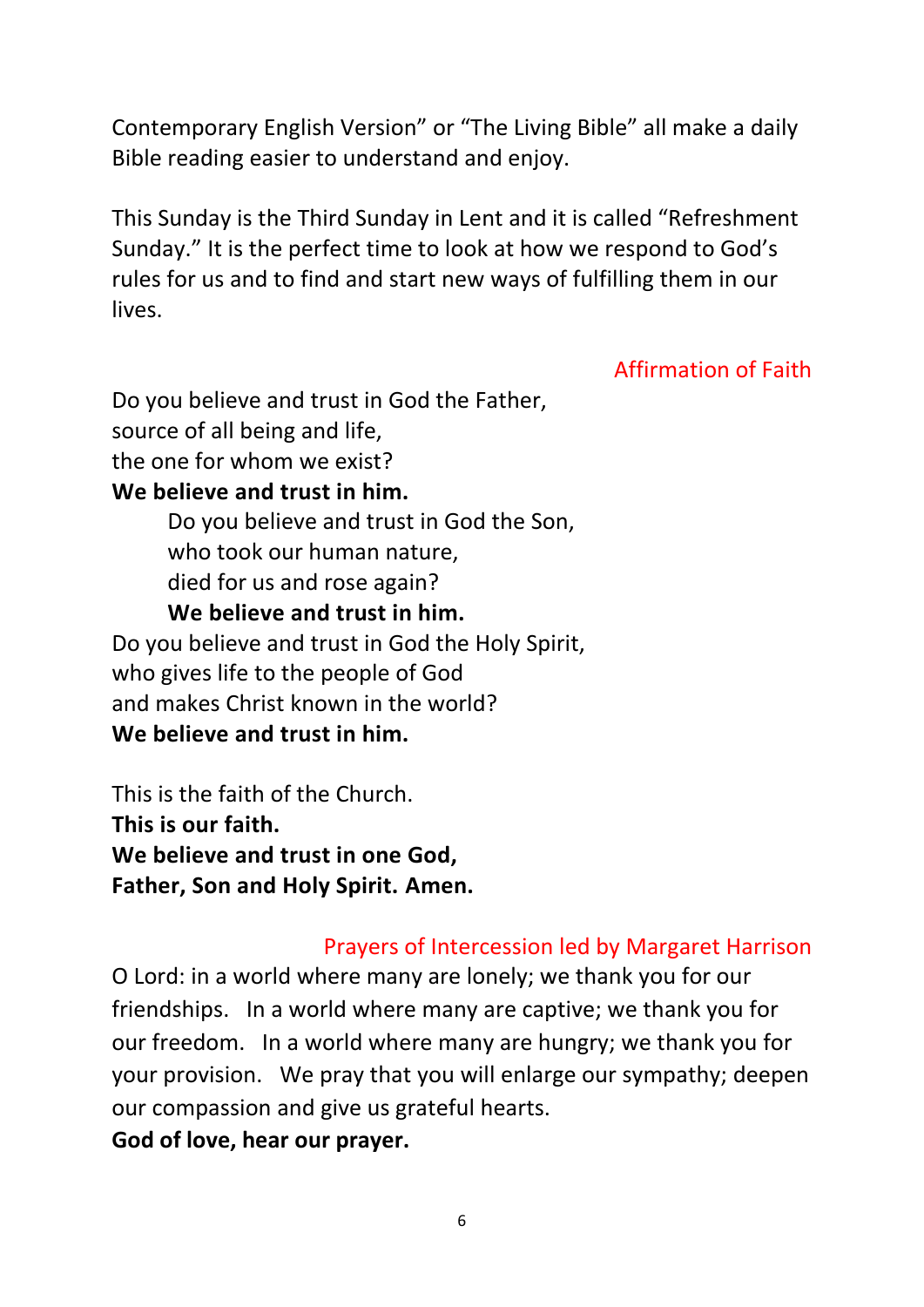Contemporary English Version" or "The Living Bible" all make a daily Bible reading easier to understand and enjoy.

This Sunday is the Third Sunday in Lent and it is called "Refreshment Sunday." It is the perfect time to look at how we respond to God's rules for us and to find and start new ways of fulfilling them in our lives.

## Affirmation of Faith

Do you believe and trust in God the Father,
source of all being and life,
the one for whom we exist?
**We believe and trust in him.**

Do you believe and trust in God the Son,
who took our human nature,
died for us and rose again?
**We believe and trust in him.**

Do you believe and trust in God the Holy Spirit,
who gives life to the people of God
and makes Christ known in the world?
**We believe and trust in him.**

This is the faith of the Church.
**This is our faith.**
**We believe and trust in one God,**
**Father, Son and Holy Spirit. Amen.**

## Prayers of Intercession led by Margaret Harrison

O Lord: in a world where many are lonely; we thank you for our friendships. In a world where many are captive; we thank you for our freedom. In a world where many are hungry; we thank you for your provision. We pray that you will enlarge our sympathy; deepen our compassion and give us grateful hearts.
**God of love, hear our prayer.**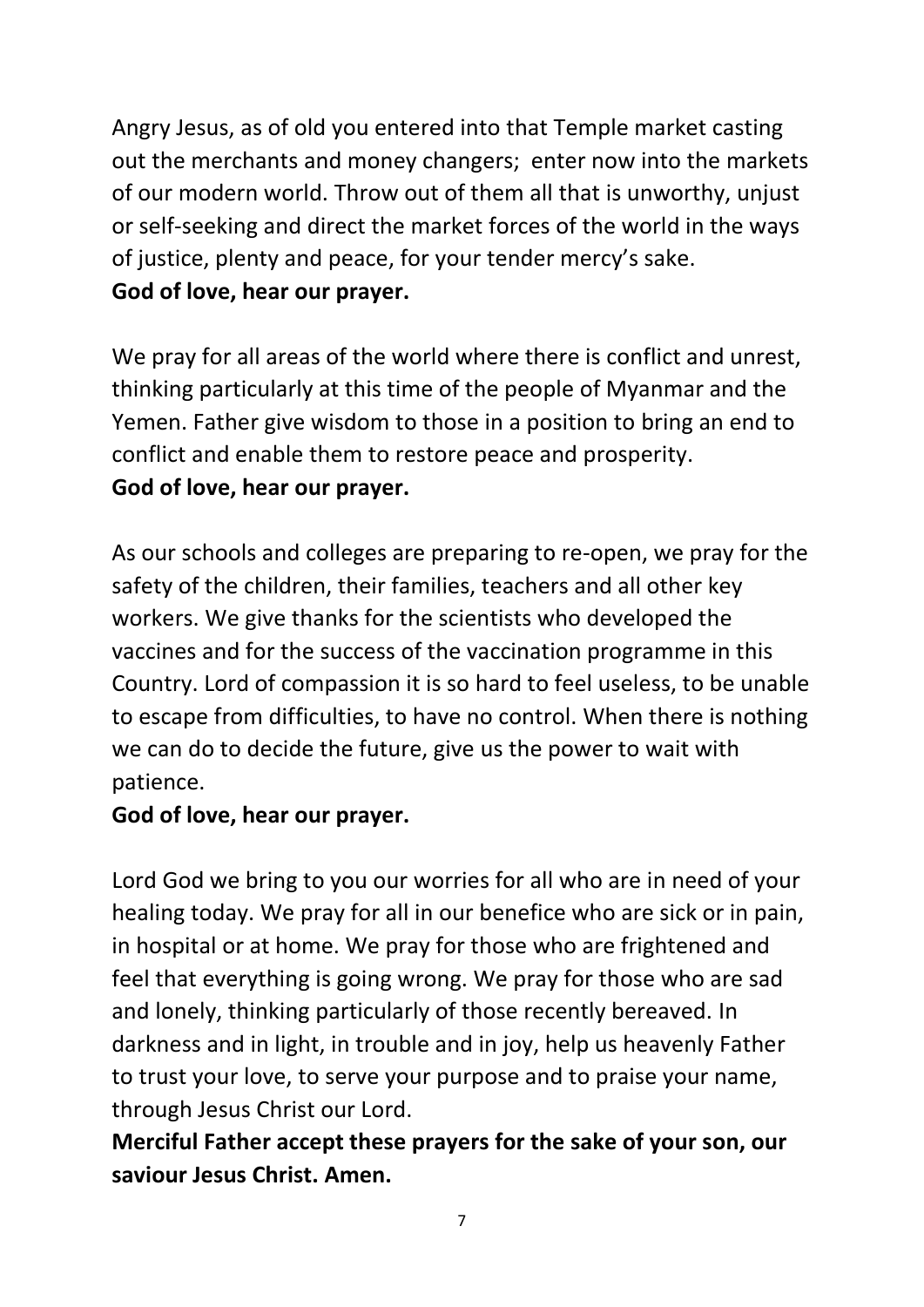Angry Jesus, as of old you entered into that Temple market casting out the merchants and money changers; enter now into the markets of our modern world. Throw out of them all that is unworthy, unjust or self-seeking and direct the market forces of the world in the ways of justice, plenty and peace, for your tender mercy's sake.
**God of love, hear our prayer.**

We pray for all areas of the world where there is conflict and unrest, thinking particularly at this time of the people of Myanmar and the Yemen. Father give wisdom to those in a position to bring an end to conflict and enable them to restore peace and prosperity.
**God of love, hear our prayer.**

As our schools and colleges are preparing to re-open, we pray for the safety of the children, their families, teachers and all other key workers. We give thanks for the scientists who developed the vaccines and for the success of the vaccination programme in this Country. Lord of compassion it is so hard to feel useless, to be unable to escape from difficulties, to have no control. When there is nothing we can do to decide the future, give us the power to wait with patience.
**God of love, hear our prayer.**

Lord God we bring to you our worries for all who are in need of your healing today. We pray for all in our benefice who are sick or in pain, in hospital or at home. We pray for those who are frightened and feel that everything is going wrong. We pray for those who are sad and lonely, thinking particularly of those recently bereaved. In darkness and in light, in trouble and in joy, help us heavenly Father to trust your love, to serve your purpose and to praise your name, through Jesus Christ our Lord.
**Merciful Father accept these prayers for the sake of your son, our saviour Jesus Christ. Amen.**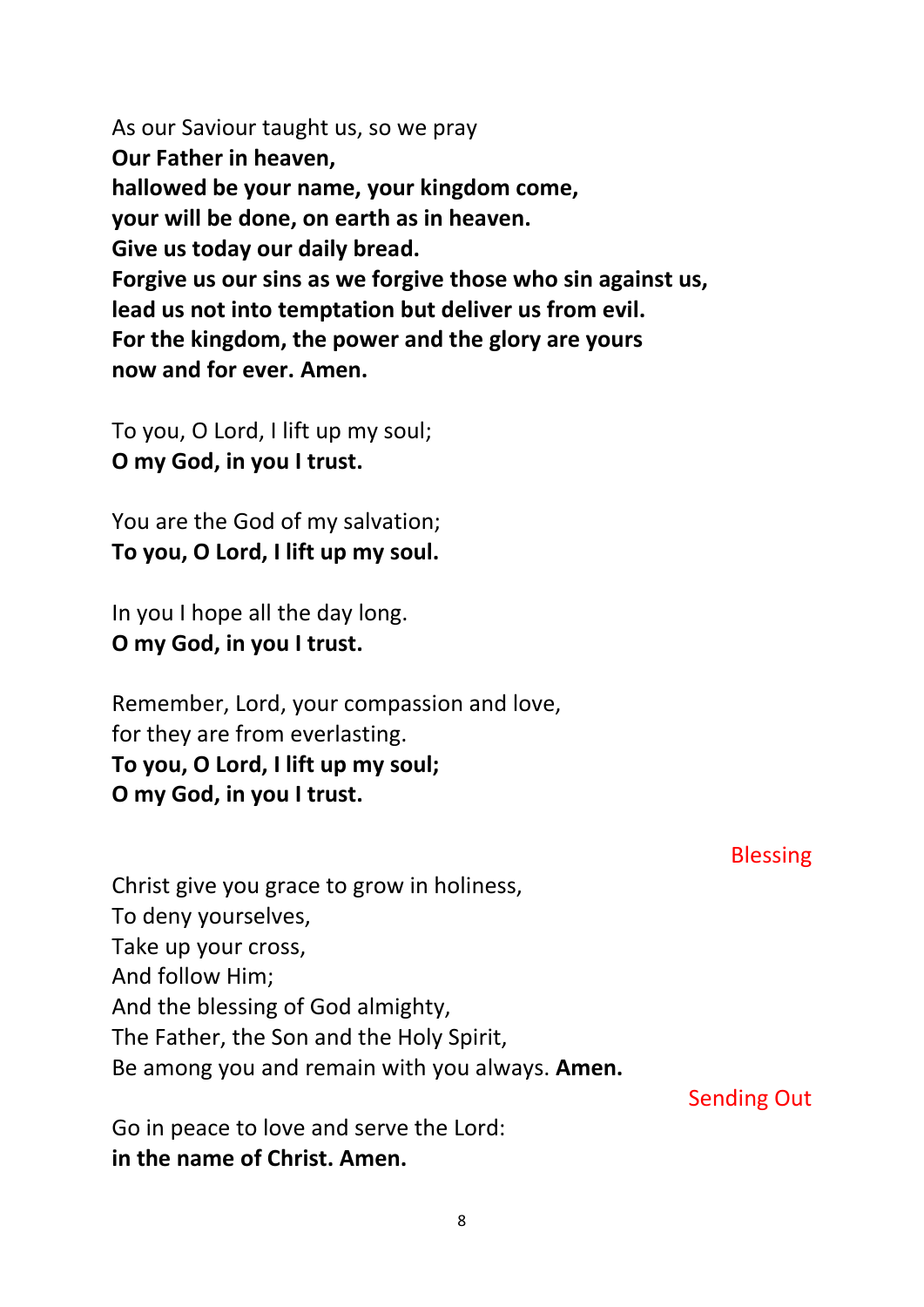As our Saviour taught us, so we pray
**Our Father in heaven,**
**hallowed be your name, your kingdom come,**
**your will be done, on earth as in heaven.**
**Give us today our daily bread.**
**Forgive us our sins as we forgive those who sin against us,**
**lead us not into temptation but deliver us from evil.**
**For the kingdom, the power and the glory are yours**
**now and for ever. Amen.**

To you, O Lord, I lift up my soul;
**O my God, in you I trust.**

You are the God of my salvation;
**To you, O Lord, I lift up my soul.**

In you I hope all the day long.
**O my God, in you I trust.**

Remember, Lord, your compassion and love,
for they are from everlasting.
**To you, O Lord, I lift up my soul;**
**O my God, in you I trust.**

### Blessing

Christ give you grace to grow in holiness,
To deny yourselves,
Take up your cross,
And follow Him;
And the blessing of God almighty,
The Father, the Son and the Holy Spirit,
Be among you and remain with you always. **Amen.**

### Sending Out

Go in peace to love and serve the Lord:
**in the name of Christ. Amen.**